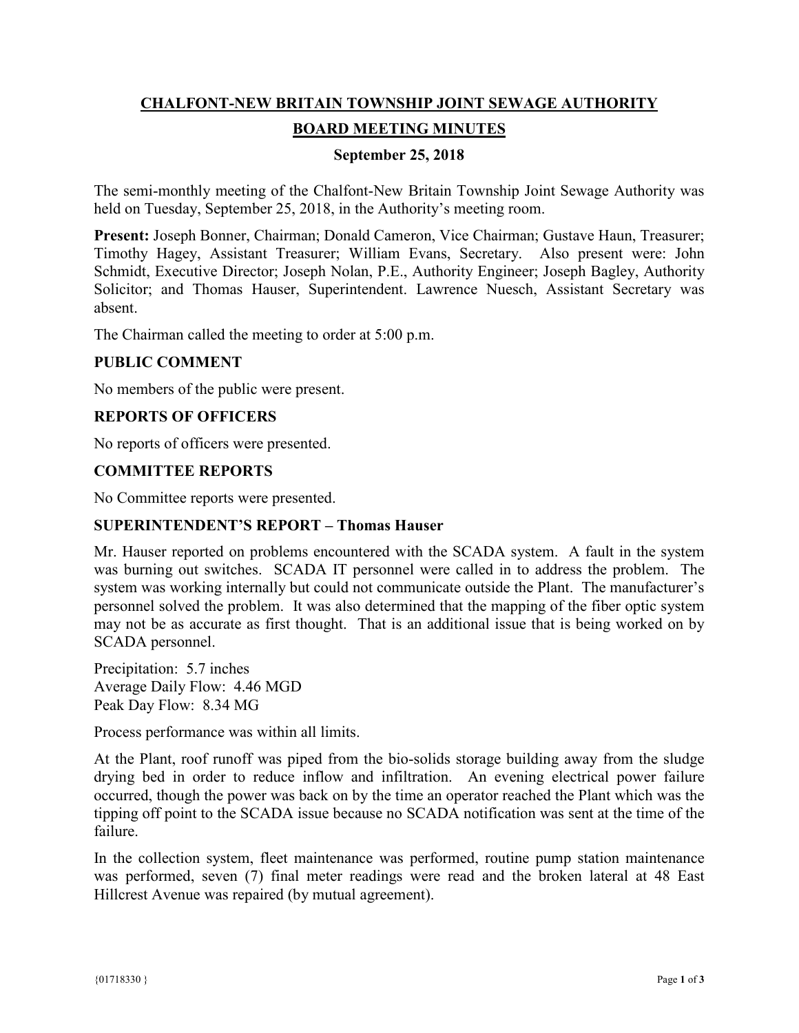# CHALFONT-NEW BRITAIN TOWNSHIP JOINT SEWAGE AUTHORITY

## BOARD MEETING MINUTES

### September 25, 2018

The semi-monthly meeting of the Chalfont-New Britain Township Joint Sewage Authority was held on Tuesday, September 25, 2018, in the Authority's meeting room.

**Present:** Joseph Bonner, Chairman; Donald Cameron, Vice Chairman; Gustave Haun, Treasurer; Timothy Hagey, Assistant Treasurer; William Evans, Secretary. Also present were: John Schmidt, Executive Director; Joseph Nolan, P.E., Authority Engineer; Joseph Bagley, Authority Solicitor; and Thomas Hauser, Superintendent. Lawrence Nuesch, Assistant Secretary was absent.

The Chairman called the meeting to order at 5:00 p.m.

### PUBLIC COMMENT

No members of the public were present.

### REPORTS OF OFFICERS

No reports of officers were presented.

### COMMITTEE REPORTS

No Committee reports were presented.

### SUPERINTENDENT'S REPORT – Thomas Hauser

Mr. Hauser reported on problems encountered with the SCADA system. A fault in the system was burning out switches. SCADA IT personnel were called in to address the problem. The system was working internally but could not communicate outside the Plant. The manufacturer's personnel solved the problem. It was also determined that the mapping of the fiber optic system may not be as accurate as first thought. That is an additional issue that is being worked on by SCADA personnel.

Precipitation: 5.7 inches
Average Daily Flow: 4.46 MGD
Peak Day Flow: 8.34 MG

Process performance was within all limits.

At the Plant, roof runoff was piped from the bio-solids storage building away from the sludge drying bed in order to reduce inflow and infiltration. An evening electrical power failure occurred, though the power was back on by the time an operator reached the Plant which was the tipping off point to the SCADA issue because no SCADA notification was sent at the time of the failure.

In the collection system, fleet maintenance was performed, routine pump station maintenance was performed, seven (7) final meter readings were read and the broken lateral at 48 East Hillcrest Avenue was repaired (by mutual agreement).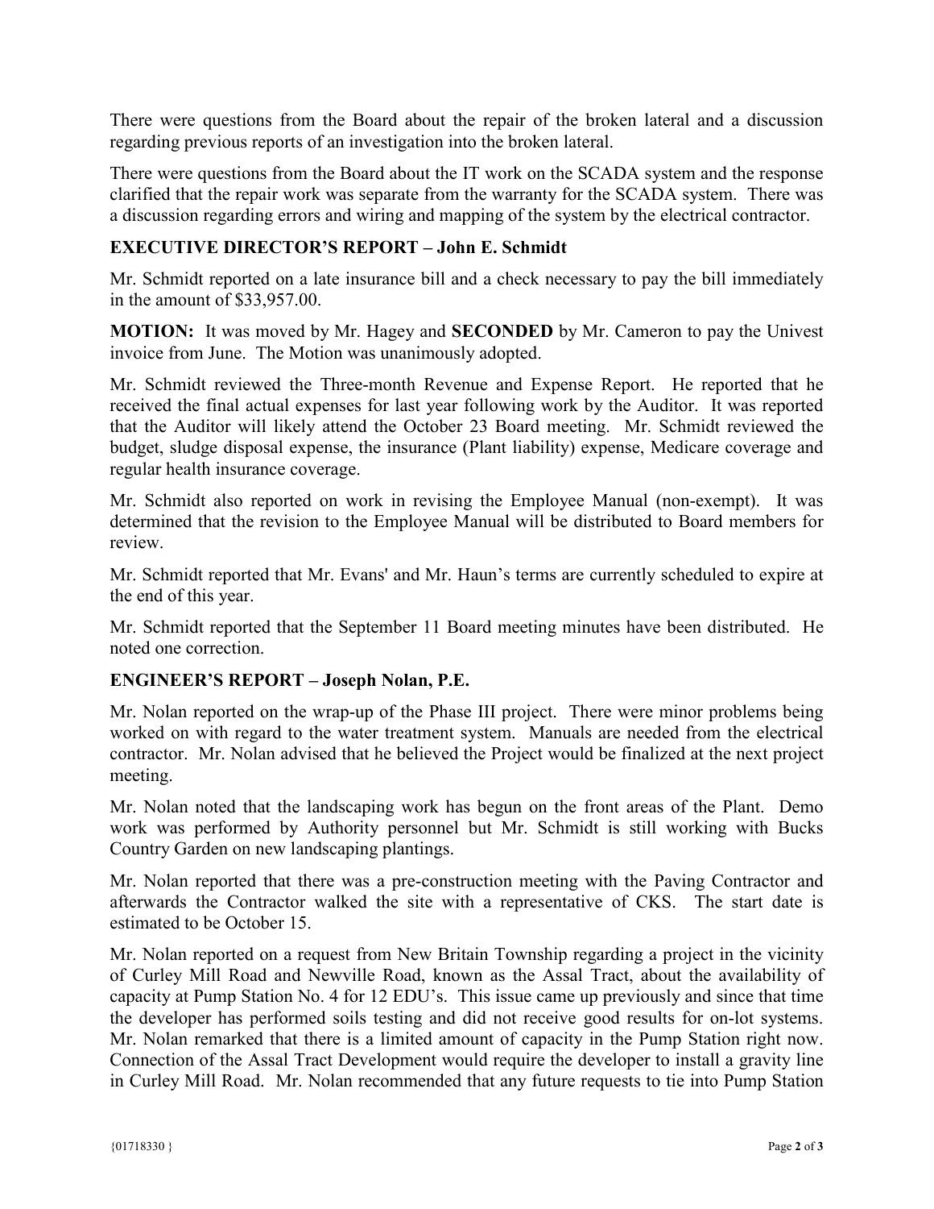There were questions from the Board about the repair of the broken lateral and a discussion regarding previous reports of an investigation into the broken lateral.

There were questions from the Board about the IT work on the SCADA system and the response clarified that the repair work was separate from the warranty for the SCADA system. There was a discussion regarding errors and wiring and mapping of the system by the electrical contractor.

## EXECUTIVE DIRECTOR'S REPORT – John E. Schmidt

Mr. Schmidt reported on a late insurance bill and a check necessary to pay the bill immediately in the amount of $33,957.00.

**MOTION:** It was moved by Mr. Hagey and **SECONDED** by Mr. Cameron to pay the Univest invoice from June. The Motion was unanimously adopted.

Mr. Schmidt reviewed the Three-month Revenue and Expense Report. He reported that he received the final actual expenses for last year following work by the Auditor. It was reported that the Auditor will likely attend the October 23 Board meeting. Mr. Schmidt reviewed the budget, sludge disposal expense, the insurance (Plant liability) expense, Medicare coverage and regular health insurance coverage.

Mr. Schmidt also reported on work in revising the Employee Manual (non-exempt). It was determined that the revision to the Employee Manual will be distributed to Board members for review.

Mr. Schmidt reported that Mr. Evans' and Mr. Haun's terms are currently scheduled to expire at the end of this year.

Mr. Schmidt reported that the September 11 Board meeting minutes have been distributed. He noted one correction.

## ENGINEER'S REPORT – Joseph Nolan, P.E.

Mr. Nolan reported on the wrap-up of the Phase III project. There were minor problems being worked on with regard to the water treatment system. Manuals are needed from the electrical contractor. Mr. Nolan advised that he believed the Project would be finalized at the next project meeting.

Mr. Nolan noted that the landscaping work has begun on the front areas of the Plant. Demo work was performed by Authority personnel but Mr. Schmidt is still working with Bucks Country Garden on new landscaping plantings.

Mr. Nolan reported that there was a pre-construction meeting with the Paving Contractor and afterwards the Contractor walked the site with a representative of CKS. The start date is estimated to be October 15.

Mr. Nolan reported on a request from New Britain Township regarding a project in the vicinity of Curley Mill Road and Newville Road, known as the Assal Tract, about the availability of capacity at Pump Station No. 4 for 12 EDU's. This issue came up previously and since that time the developer has performed soils testing and did not receive good results for on-lot systems. Mr. Nolan remarked that there is a limited amount of capacity in the Pump Station right now. Connection of the Assal Tract Development would require the developer to install a gravity line in Curley Mill Road. Mr. Nolan recommended that any future requests to tie into Pump Station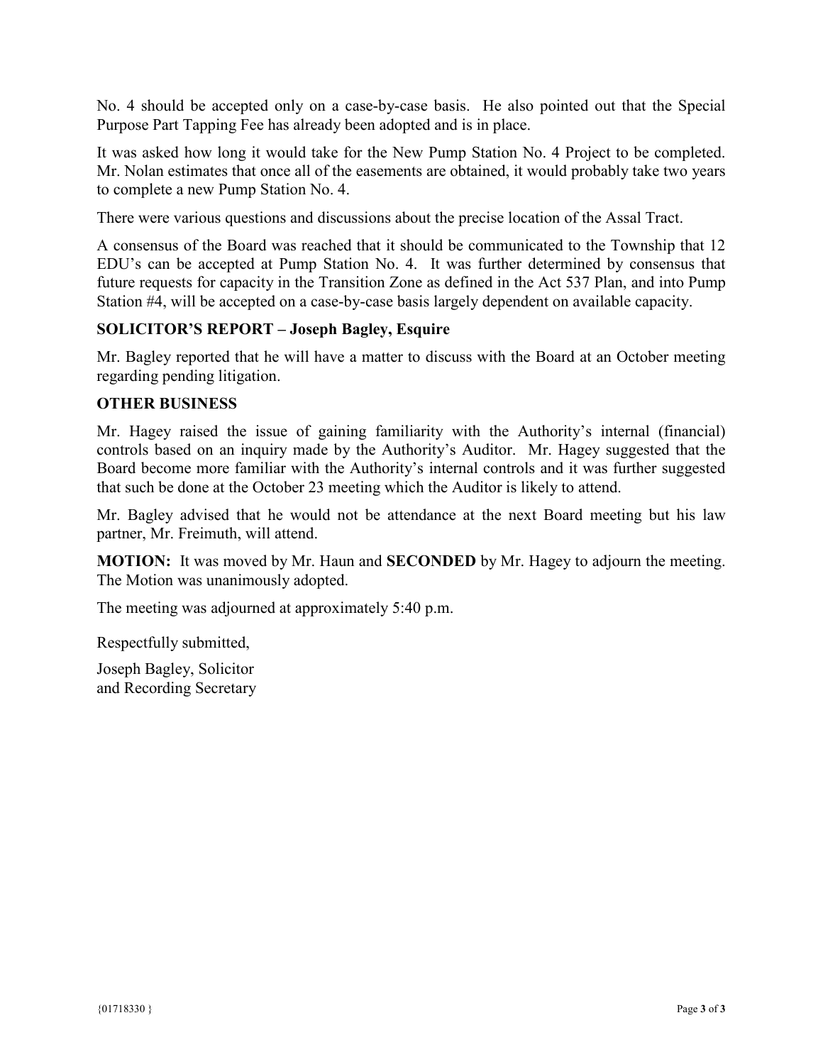No. 4 should be accepted only on a case-by-case basis. He also pointed out that the Special Purpose Part Tapping Fee has already been adopted and is in place.

It was asked how long it would take for the New Pump Station No. 4 Project to be completed. Mr. Nolan estimates that once all of the easements are obtained, it would probably take two years to complete a new Pump Station No. 4.

There were various questions and discussions about the precise location of the Assal Tract.

A consensus of the Board was reached that it should be communicated to the Township that 12 EDU's can be accepted at Pump Station No. 4. It was further determined by consensus that future requests for capacity in the Transition Zone as defined in the Act 537 Plan, and into Pump Station #4, will be accepted on a case-by-case basis largely dependent on available capacity.

**SOLICITOR'S REPORT – Joseph Bagley, Esquire**

Mr. Bagley reported that he will have a matter to discuss with the Board at an October meeting regarding pending litigation.

**OTHER BUSINESS**

Mr. Hagey raised the issue of gaining familiarity with the Authority's internal (financial) controls based on an inquiry made by the Authority's Auditor. Mr. Hagey suggested that the Board become more familiar with the Authority's internal controls and it was further suggested that such be done at the October 23 meeting which the Auditor is likely to attend.

Mr. Bagley advised that he would not be attendance at the next Board meeting but his law partner, Mr. Freimuth, will attend.

**MOTION:** It was moved by Mr. Haun and **SECONDED** by Mr. Hagey to adjourn the meeting. The Motion was unanimously adopted.

The meeting was adjourned at approximately 5:40 p.m.

Respectfully submitted,

Joseph Bagley, Solicitor
and Recording Secretary

{01718330 }